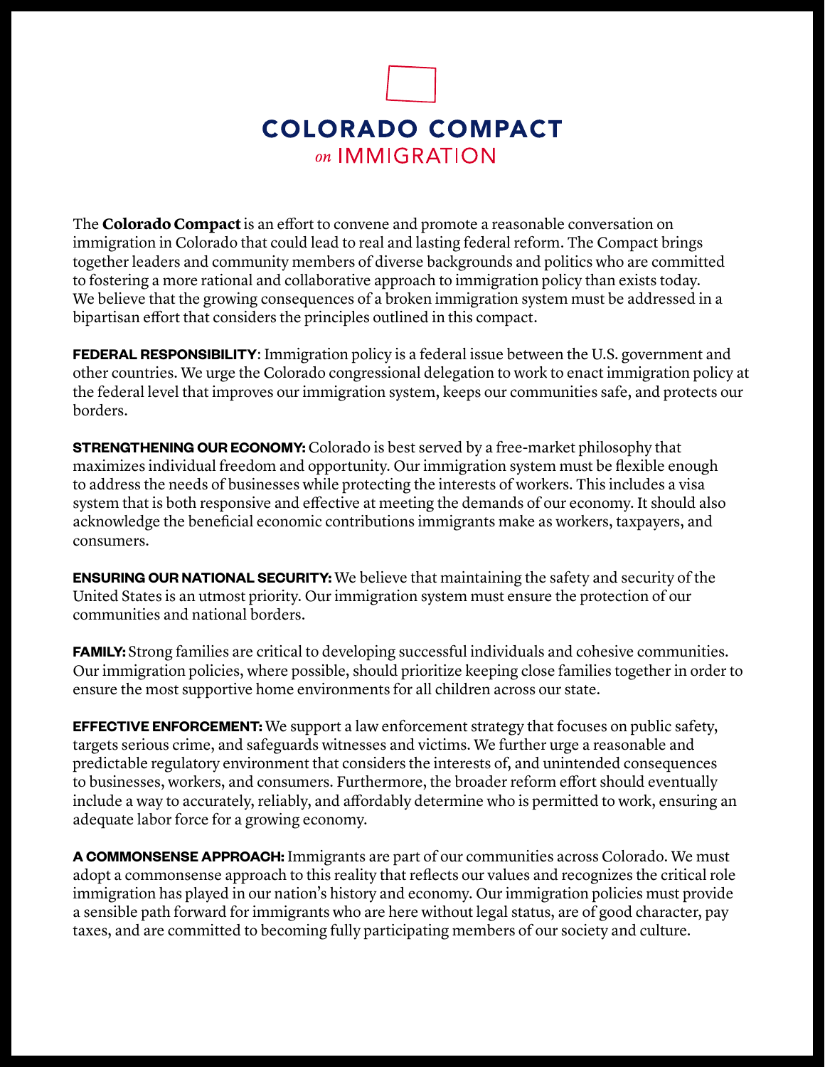# COLORADO COMPACT

## *on* IMMIGRATION

The **Colorado Compact** is an effort to convene and promote a reasonable conversation on immigration in Colorado that could lead to real and lasting federal reform. The Compact brings together leaders and community members of diverse backgrounds and politics who are committed to fostering a more rational and collaborative approach to immigration policy than exists today. We believe that the growing consequences of a broken immigration system must be addressed in a bipartisan effort that considers the principles outlined in this compact.

**FEDERAL RESPONSIBILITY**: Immigration policy is a federal issue between the U.S. government and other countries. We urge the Colorado congressional delegation to work to enact immigration policy at the federal level that improves our immigration system, keeps our communities safe, and protects our borders.

**STRENGTHENING OUR ECONOMY:** Colorado is best served by a free-market philosophy that maximizes individual freedom and opportunity. Our immigration system must be flexible enough to address the needs of businesses while protecting the interests of workers. This includes a visa system that is both responsive and effective at meeting the demands of our economy. It should also acknowledge the beneficial economic contributions immigrants make as workers, taxpayers, and consumers.

**ENSURING OUR NATIONAL SECURITY:** We believe that maintaining the safety and security of the United States is an utmost priority. Our immigration system must ensure the protection of our communities and national borders.

**FAMILY:** Strong families are critical to developing successful individuals and cohesive communities. Our immigration policies, where possible, should prioritize keeping close families together in order to ensure the most supportive home environments for all children across our state.

**EFFECTIVE ENFORCEMENT:** We support a law enforcement strategy that focuses on public safety, targets serious crime, and safeguards witnesses and victims. We further urge a reasonable and predictable regulatory environment that considers the interests of, and unintended consequences to businesses, workers, and consumers. Furthermore, the broader reform effort should eventually include a way to accurately, reliably, and affordably determine who is permitted to work, ensuring an adequate labor force for a growing economy.

**A COMMONSENSE APPROACH:** Immigrants are part of our communities across Colorado. We must adopt a commonsense approach to this reality that reflects our values and recognizes the critical role immigration has played in our nation's history and economy. Our immigration policies must provide a sensible path forward for immigrants who are here without legal status, are of good character, pay taxes, and are committed to becoming fully participating members of our society and culture.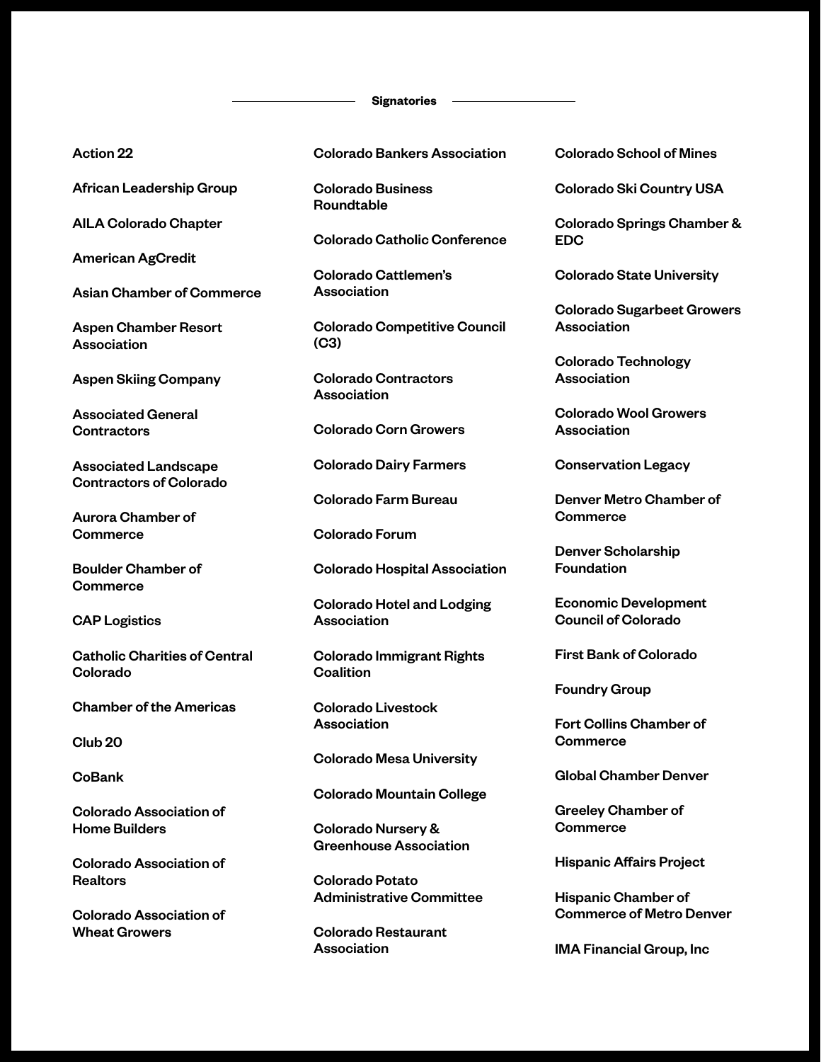## Signatories

- Action 22
- African Leadership Group
- AILA Colorado Chapter
- American AgCredit
- Asian Chamber of Commerce
- Aspen Chamber Resort Association
- Aspen Skiing Company
- Associated General Contractors
- Associated Landscape Contractors of Colorado
- Aurora Chamber of Commerce
- Boulder Chamber of Commerce
- CAP Logistics
- Catholic Charities of Central Colorado
- Chamber of the Americas
- Club 20
- CoBank
- Colorado Association of Home Builders
- Colorado Association of Realtors
- Colorado Association of Wheat Growers
- Colorado Bankers Association
- Colorado Business Roundtable
- Colorado Catholic Conference
- Colorado Cattlemen's Association
- Colorado Competitive Council (C3)
- Colorado Contractors Association
- Colorado Corn Growers
- Colorado Dairy Farmers
- Colorado Farm Bureau
- Colorado Forum
- Colorado Hospital Association
- Colorado Hotel and Lodging Association
- Colorado Immigrant Rights Coalition
- Colorado Livestock Association
- Colorado Mesa University
- Colorado Mountain College
- Colorado Nursery & Greenhouse Association
- Colorado Potato Administrative Committee
- Colorado Restaurant Association
- Colorado School of Mines
- Colorado Ski Country USA
- Colorado Springs Chamber & EDC
- Colorado State University
- Colorado Sugarbeet Growers Association
- Colorado Technology Association
- Colorado Wool Growers Association
- Conservation Legacy
- Denver Metro Chamber of Commerce
- Denver Scholarship Foundation
- Economic Development Council of Colorado
- First Bank of Colorado
- Foundry Group
- Fort Collins Chamber of Commerce
- Global Chamber Denver
- Greeley Chamber of Commerce
- Hispanic Affairs Project
- Hispanic Chamber of Commerce of Metro Denver
- IMA Financial Group, Inc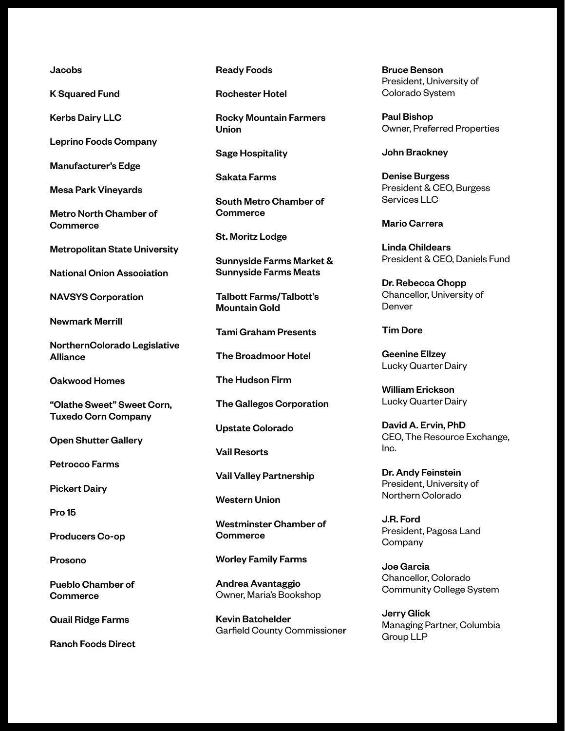**Jacobs**

**K Squared Fund**

**Kerbs Dairy LLC**

**Leprino Foods Company**

**Manufacturer's Edge**

**Mesa Park Vineyards**

**Metro North Chamber of Commerce**

**Metropolitan State University**

**National Onion Association**

**NAVSYS Corporation**

**Newmark Merrill**

**NorthernColorado Legislative Alliance**

**Oakwood Homes**

**"Olathe Sweet" Sweet Corn, Tuxedo Corn Company**

**Open Shutter Gallery**

**Petrocco Farms**

**Pickert Dairy**

**Pro 15**

**Producers Co-op**

**Prosono**

**Pueblo Chamber of Commerce**

**Quail Ridge Farms**

**Ranch Foods Direct**

**Ready Foods**

**Rochester Hotel**

**Rocky Mountain Farmers Union**

**Sage Hospitality**

**Sakata Farms**

**South Metro Chamber of Commerce**

**St. Moritz Lodge**

**Sunnyside Farms Market & Sunnyside Farms Meats**

**Talbott Farms/Talbott's Mountain Gold**

**Tami Graham Presents**

**The Broadmoor Hotel**

**The Hudson Firm**

**The Gallegos Corporation**

**Upstate Colorado**

**Vail Resorts**

**Vail Valley Partnership**

**Western Union**

**Westminster Chamber of Commerce**

**Worley Family Farms**

**Andrea Avantaggio**
Owner, Maria's Bookshop

**Kevin Batchelder**
Garfield County Commissioner

**Bruce Benson**
President, University of Colorado System

**Paul Bishop**
Owner, Preferred Properties

**John Brackney**

**Denise Burgess**
President & CEO, Burgess Services LLC

**Mario Carrera**

**Linda Childears**
President & CEO, Daniels Fund

**Dr. Rebecca Chopp**
Chancellor, University of Denver

**Tim Dore**

**Geenine Ellzey**
Lucky Quarter Dairy

**William Erickson**
Lucky Quarter Dairy

**David A. Ervin, PhD**
CEO, The Resource Exchange, Inc.

**Dr. Andy Feinstein**
President, University of Northern Colorado

**J.R. Ford**
President, Pagosa Land Company

**Joe Garcia**
Chancellor, Colorado Community College System

**Jerry Glick**
Managing Partner, Columbia Group LLP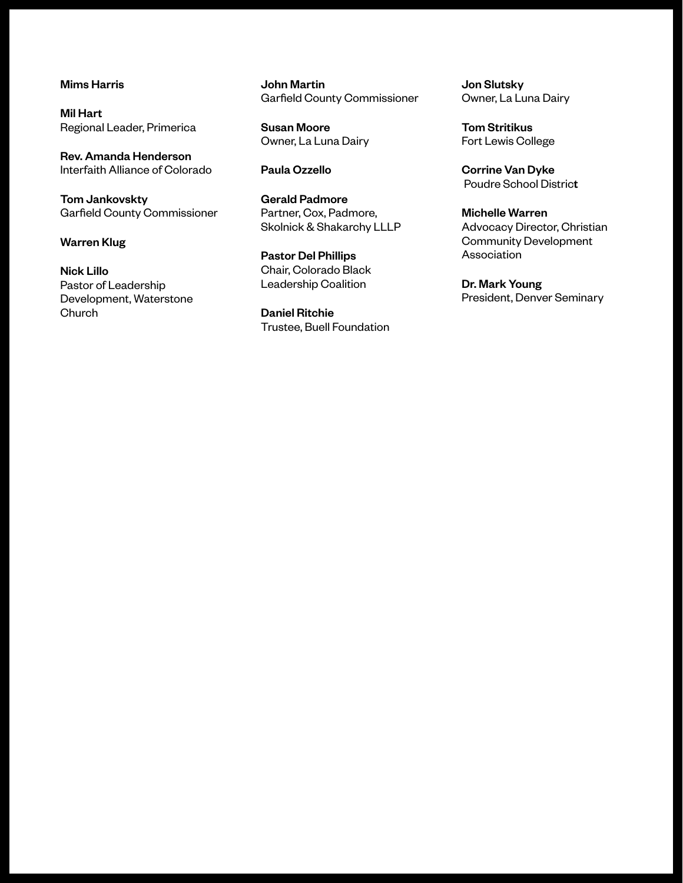**Mims Harris**

**Mil Hart**
Regional Leader, Primerica

**Rev. Amanda Henderson**
Interfaith Alliance of Colorado

**Tom Jankovskty**
Garfield County Commissioner

**Warren Klug**

**Nick Lillo**
Pastor of Leadership Development, Waterstone Church

**John Martin**
Garfield County Commissioner

**Susan Moore**
Owner, La Luna Dairy

**Paula Ozzello**

**Gerald Padmore**
Partner, Cox, Padmore, Skolnick & Shakarchy LLLP

**Pastor Del Phillips**
Chair, Colorado Black Leadership Coalition

**Daniel Ritchie**
Trustee, Buell Foundation

**Jon Slutsky**
Owner, La Luna Dairy

**Tom Stritikus**
Fort Lewis College

**Corrine Van Dyke**
Poudre School District

**Michelle Warren**
Advocacy Director, Christian Community Development Association

**Dr. Mark Young**
President, Denver Seminary